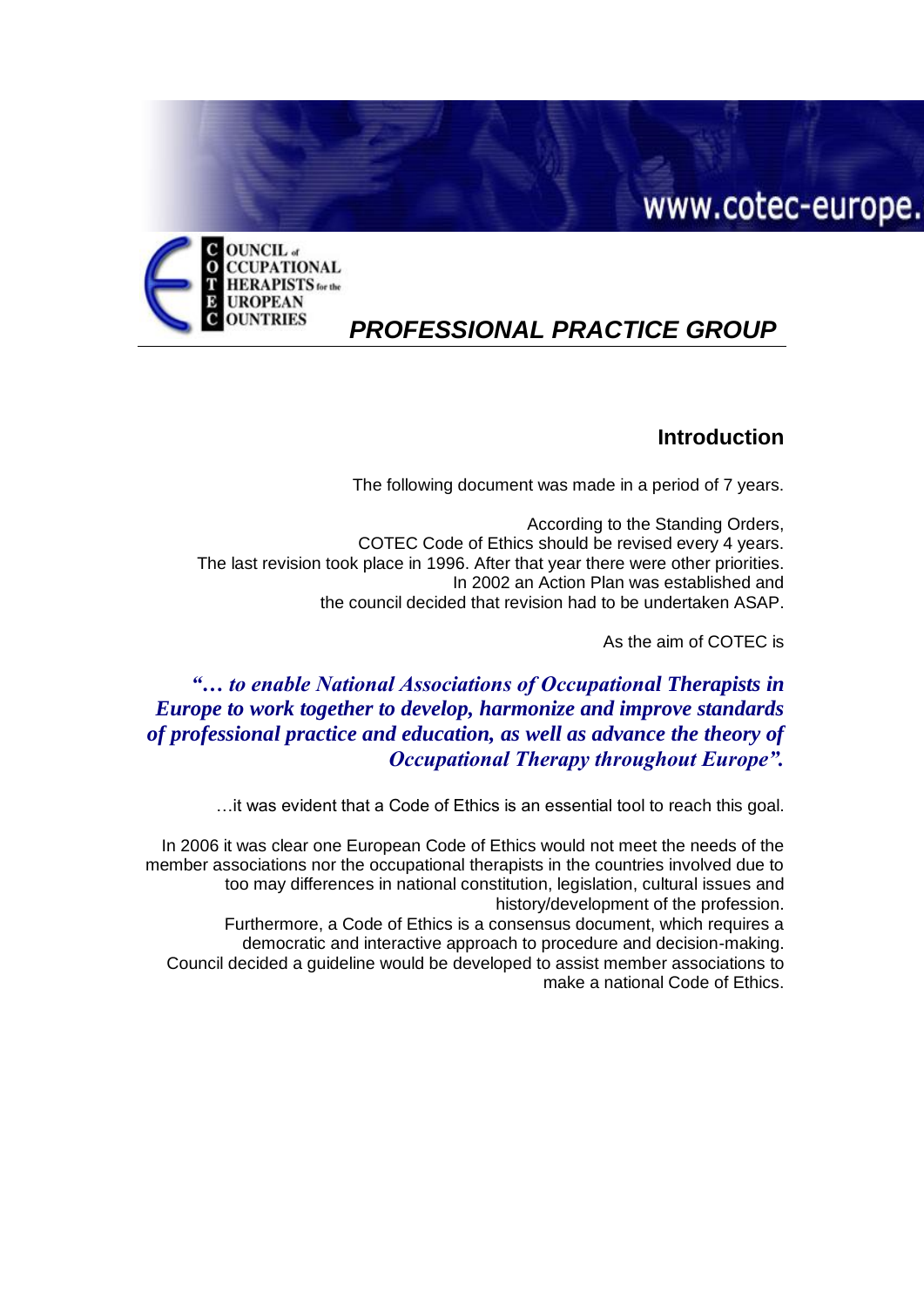www.cotec-europe.

COUNCIL of OCCUPATIONAL THERAPISTS for the EUROPEAN COUNTRIES

## *PROFESSIONAL PRACTICE GROUP*

### Introduction

The following document was made in a period of 7 years.

According to the Standing Orders,
COTEC Code of Ethics should be revised every 4 years.
The last revision took place in 1996. After that year there were other priorities.
In 2002 an Action Plan was established and
the council decided that revision had to be undertaken ASAP.

As the aim of COTEC is

***"… to enable National Associations of Occupational Therapists in Europe to work together to develop, harmonize and improve standards of professional practice and education, as well as advance the theory of Occupational Therapy throughout Europe".***

…it was evident that a Code of Ethics is an essential tool to reach this goal.

In 2006 it was clear one European Code of Ethics would not meet the needs of the member associations nor the occupational therapists in the countries involved due to too may differences in national constitution, legislation, cultural issues and history/development of the profession.
Furthermore, a Code of Ethics is a consensus document, which requires a democratic and interactive approach to procedure and decision-making.
Council decided a guideline would be developed to assist member associations to make a national Code of Ethics.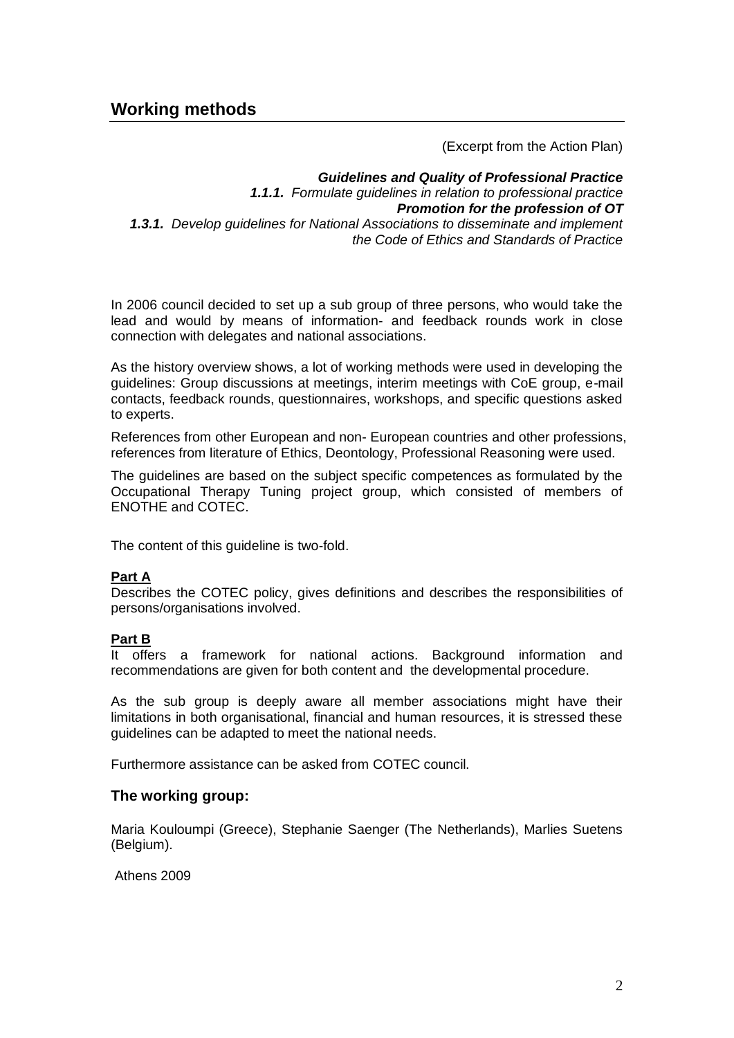## Working methods

(Excerpt from the Action Plan)

***Guidelines and Quality of Professional Practice***

***1.1.1.*** *Formulate guidelines in relation to professional practice*

***Promotion for the profession of OT***

***1.3.1.*** *Develop guidelines for National Associations to disseminate and implement the Code of Ethics and Standards of Practice*

In 2006 council decided to set up a sub group of three persons, who would take the lead and would by means of information- and feedback rounds work in close connection with delegates and national associations.

As the history overview shows, a lot of working methods were used in developing the guidelines: Group discussions at meetings, interim meetings with CoE group, e-mail contacts, feedback rounds, questionnaires, workshops, and specific questions asked to experts.

References from other European and non- European countries and other professions, references from literature of Ethics, Deontology, Professional Reasoning were used.

The guidelines are based on the subject specific competences as formulated by the Occupational Therapy Tuning project group, which consisted of members of ENOTHE and COTEC.

The content of this guideline is two-fold.

**Part A**

Describes the COTEC policy, gives definitions and describes the responsibilities of persons/organisations involved.

**Part B**

It offers a framework for national actions. Background information and recommendations are given for both content and the developmental procedure.

As the sub group is deeply aware all member associations might have their limitations in both organisational, financial and human resources, it is stressed these guidelines can be adapted to meet the national needs.

Furthermore assistance can be asked from COTEC council.

### The working group:

Maria Kouloumpi (Greece), Stephanie Saenger (The Netherlands), Marlies Suetens (Belgium).

Athens 2009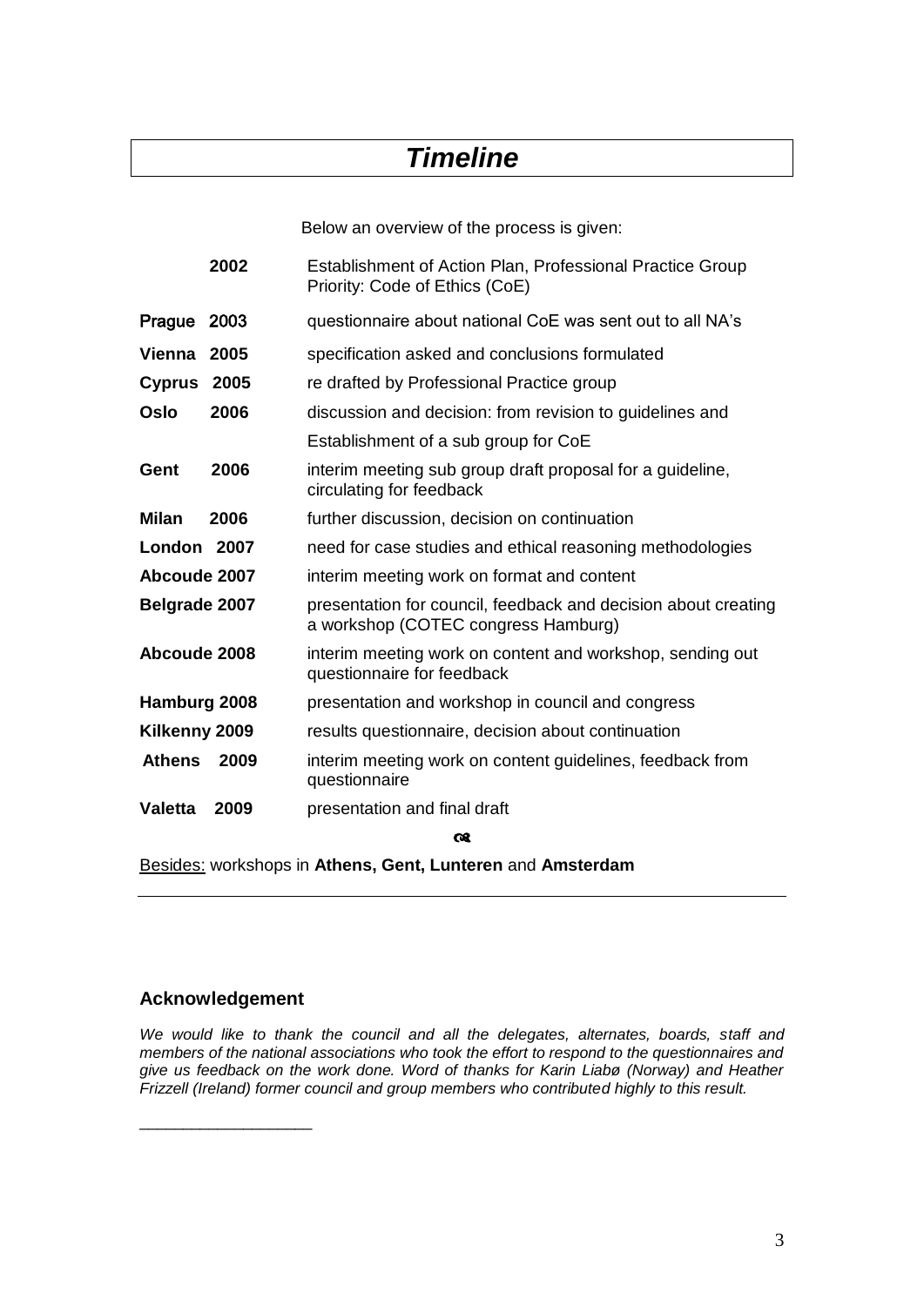# *Timeline*

Below an overview of the process is given:

| | |
|---|---|
| **2002** | Establishment of Action Plan, Professional Practice Group Priority: Code of Ethics (CoE) |
| **Prague 2003** | questionnaire about national CoE was sent out to all NA's |
| **Vienna 2005** | specification asked and conclusions formulated |
| **Cyprus 2005** | re drafted by Professional Practice group |
| **Oslo 2006** | discussion and decision: from revision to guidelines and Establishment of a sub group for CoE |
| **Gent 2006** | interim meeting sub group draft proposal for a guideline, circulating for feedback |
| **Milan 2006** | further discussion, decision on continuation |
| **London 2007** | need for case studies and ethical reasoning methodologies |
| **Abcoude 2007** | interim meeting work on format and content |
| **Belgrade 2007** | presentation for council, feedback and decision about creating a workshop (COTEC congress Hamburg) |
| **Abcoude 2008** | interim meeting work on content and workshop, sending out questionnaire for feedback |
| **Hamburg 2008** | presentation and workshop in council and congress |
| **Kilkenny 2009** | results questionnaire, decision about continuation |
| **Athens 2009** | interim meeting work on content guidelines, feedback from questionnaire |
| **Valetta 2009** | presentation and final draft |

Besides: workshops in **Athens, Gent, Lunteren** and **Amsterdam**

---

### Acknowledgement

*We would like to thank the council and all the delegates, alternates, boards, staff and members of the national associations who took the effort to respond to the questionnaires and give us feedback on the work done. Word of thanks for Karin Liabø (Norway) and Heather Frizzell (Ireland) former council and group members who contributed highly to this result.*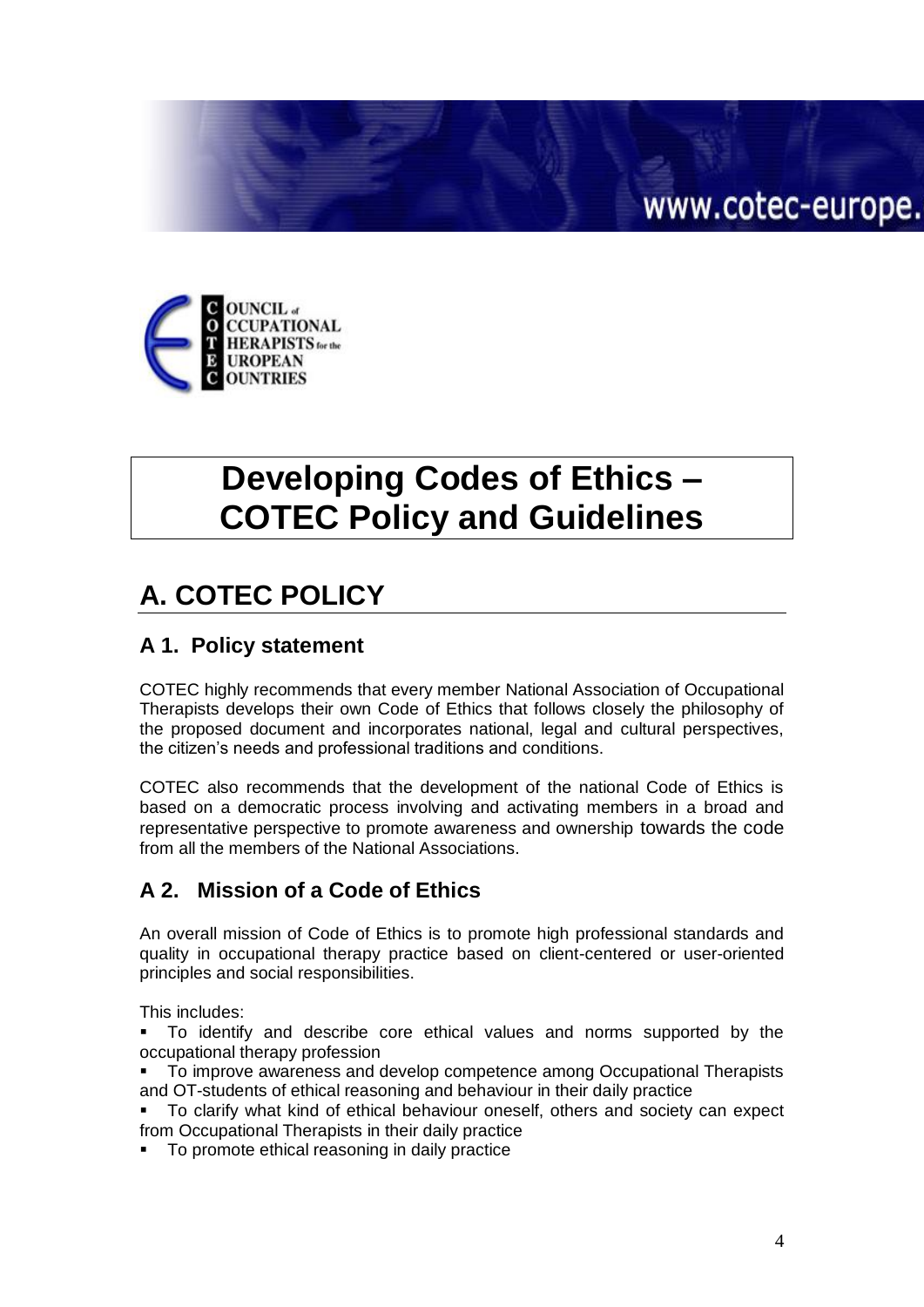# Developing Codes of Ethics – COTEC Policy and Guidelines

## A. COTEC POLICY

### A 1. Policy statement

COTEC highly recommends that every member National Association of Occupational Therapists develops their own Code of Ethics that follows closely the philosophy of the proposed document and incorporates national, legal and cultural perspectives, the citizen's needs and professional traditions and conditions.

COTEC also recommends that the development of the national Code of Ethics is based on a democratic process involving and activating members in a broad and representative perspective to promote awareness and ownership towards the code from all the members of the National Associations.

### A 2. Mission of a Code of Ethics

An overall mission of Code of Ethics is to promote high professional standards and quality in occupational therapy practice based on client-centered or user-oriented principles and social responsibilities.

This includes:

- To identify and describe core ethical values and norms supported by the occupational therapy profession
- To improve awareness and develop competence among Occupational Therapists and OT-students of ethical reasoning and behaviour in their daily practice
- To clarify what kind of ethical behaviour oneself, others and society can expect from Occupational Therapists in their daily practice
- To promote ethical reasoning in daily practice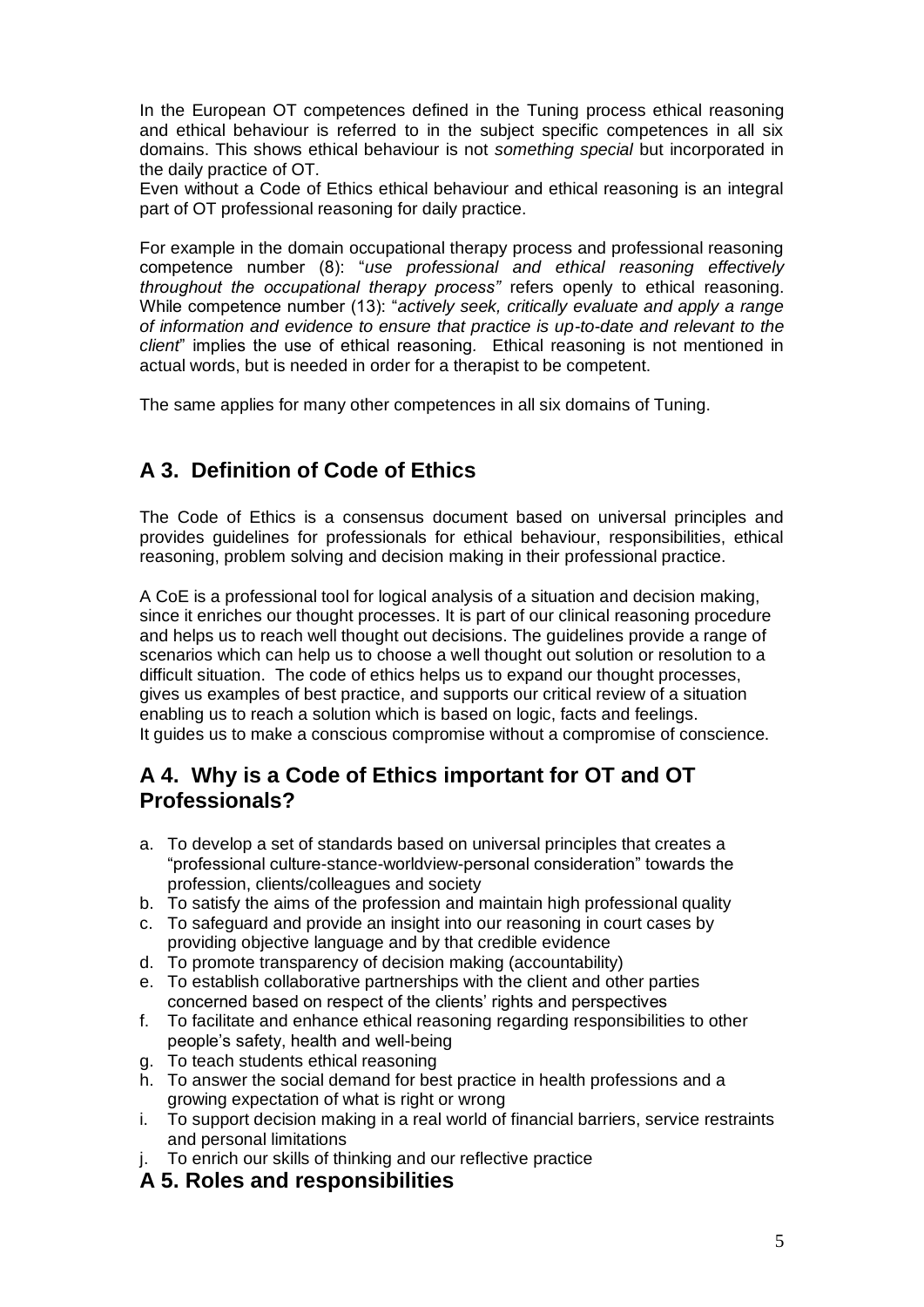In the European OT competences defined in the Tuning process ethical reasoning and ethical behaviour is referred to in the subject specific competences in all six domains. This shows ethical behaviour is not *something special* but incorporated in the daily practice of OT.
Even without a Code of Ethics ethical behaviour and ethical reasoning is an integral part of OT professional reasoning for daily practice.

For example in the domain occupational therapy process and professional reasoning competence number (8): "*use professional and ethical reasoning effectively throughout the occupational therapy process"* refers openly to ethical reasoning. While competence number (13): "*actively seek, critically evaluate and apply a range of information and evidence to ensure that practice is up-to-date and relevant to the client*" implies the use of ethical reasoning. Ethical reasoning is not mentioned in actual words, but is needed in order for a therapist to be competent.

The same applies for many other competences in all six domains of Tuning.

## A 3. Definition of Code of Ethics

The Code of Ethics is a consensus document based on universal principles and provides guidelines for professionals for ethical behaviour, responsibilities, ethical reasoning, problem solving and decision making in their professional practice.

A CoE is a professional tool for logical analysis of a situation and decision making, since it enriches our thought processes. It is part of our clinical reasoning procedure and helps us to reach well thought out decisions. The guidelines provide a range of scenarios which can help us to choose a well thought out solution or resolution to a difficult situation. The code of ethics helps us to expand our thought processes, gives us examples of best practice, and supports our critical review of a situation enabling us to reach a solution which is based on logic, facts and feelings.
It guides us to make a conscious compromise without a compromise of conscience.

## A 4. Why is a Code of Ethics important for OT and OT Professionals?

a. To develop a set of standards based on universal principles that creates a "professional culture-stance-worldview-personal consideration" towards the profession, clients/colleagues and society
b. To satisfy the aims of the profession and maintain high professional quality
c. To safeguard and provide an insight into our reasoning in court cases by providing objective language and by that credible evidence
d. To promote transparency of decision making (accountability)
e. To establish collaborative partnerships with the client and other parties concerned based on respect of the clients' rights and perspectives
f. To facilitate and enhance ethical reasoning regarding responsibilities to other people's safety, health and well-being
g. To teach students ethical reasoning
h. To answer the social demand for best practice in health professions and a growing expectation of what is right or wrong
i. To support decision making in a real world of financial barriers, service restraints and personal limitations
j. To enrich our skills of thinking and our reflective practice

## A 5. Roles and responsibilities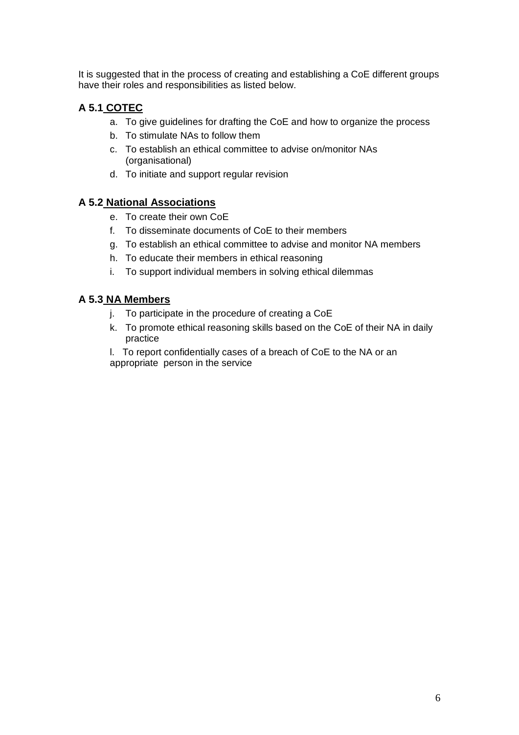It is suggested that in the process of creating and establishing a CoE different groups have their roles and responsibilities as listed below.

### A 5.1 COTEC

a. To give guidelines for drafting the CoE and how to organize the process
b. To stimulate NAs to follow them
c. To establish an ethical committee to advise on/monitor NAs (organisational)
d. To initiate and support regular revision

### A 5.2 National Associations

e. To create their own CoE
f. To disseminate documents of CoE to their members
g. To establish an ethical committee to advise and monitor NA members
h. To educate their members in ethical reasoning
i. To support individual members in solving ethical dilemmas

### A 5.3 NA Members

j. To participate in the procedure of creating a CoE
k. To promote ethical reasoning skills based on the CoE of their NA in daily practice
l. To report confidentially cases of a breach of CoE to the NA or an appropriate person in the service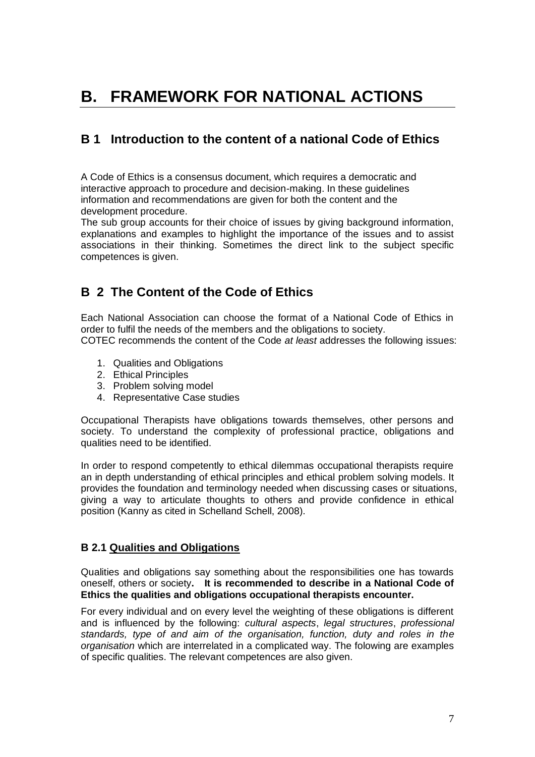# B. FRAMEWORK FOR NATIONAL ACTIONS

## B 1 Introduction to the content of a national Code of Ethics

A Code of Ethics is a consensus document, which requires a democratic and interactive approach to procedure and decision-making. In these guidelines information and recommendations are given for both the content and the development procedure.
The sub group accounts for their choice of issues by giving background information, explanations and examples to highlight the importance of the issues and to assist associations in their thinking. Sometimes the direct link to the subject specific competences is given.

## B 2 The Content of the Code of Ethics

Each National Association can choose the format of a National Code of Ethics in order to fulfil the needs of the members and the obligations to society.
COTEC recommends the content of the Code *at least* addresses the following issues:

1. Qualities and Obligations
2. Ethical Principles
3. Problem solving model
4. Representative Case studies

Occupational Therapists have obligations towards themselves, other persons and society. To understand the complexity of professional practice, obligations and qualities need to be identified.

In order to respond competently to ethical dilemmas occupational therapists require an in depth understanding of ethical principles and ethical problem solving models. It provides the foundation and terminology needed when discussing cases or situations, giving a way to articulate thoughts to others and provide confidence in ethical position (Kanny as cited in Schelland Schell, 2008).

### B 2.1 Qualities and Obligations

Qualities and obligations say something about the responsibilities one has towards oneself, others or society**. It is recommended to describe in a National Code of Ethics the qualities and obligations occupational therapists encounter.**

For every individual and on every level the weighting of these obligations is different and is influenced by the following: *cultural aspects*, *legal structures*, *professional standards, type of and aim of the organisation, function, duty and roles in the organisation* which are interrelated in a complicated way. The folowing are examples of specific qualities. The relevant competences are also given.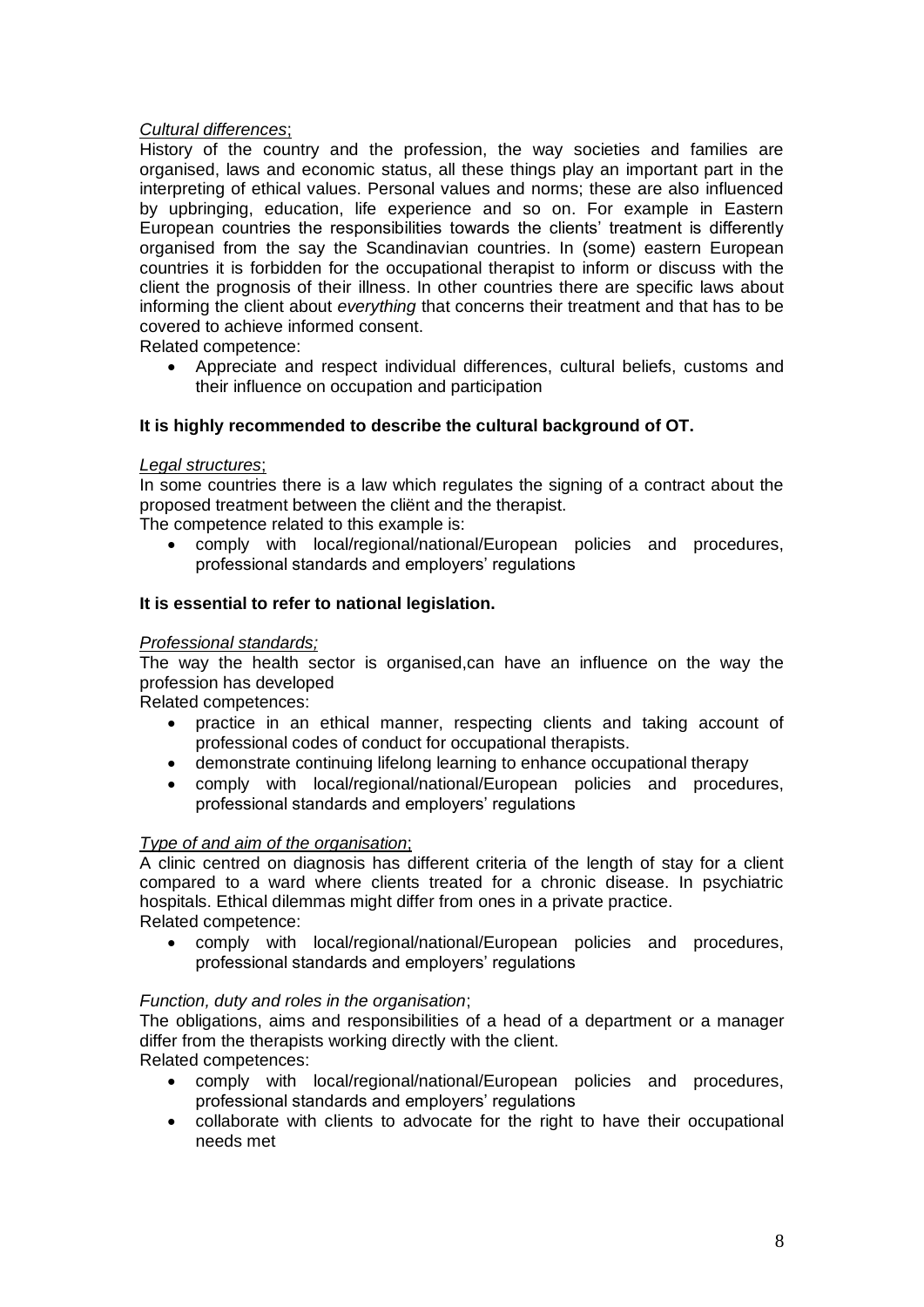*Cultural differences*;

History of the country and the profession, the way societies and families are organised, laws and economic status, all these things play an important part in the interpreting of ethical values. Personal values and norms; these are also influenced by upbringing, education, life experience and so on. For example in Eastern European countries the responsibilities towards the clients' treatment is differently organised from the say the Scandinavian countries. In (some) eastern European countries it is forbidden for the occupational therapist to inform or discuss with the client the prognosis of their illness. In other countries there are specific laws about informing the client about *everything* that concerns their treatment and that has to be covered to achieve informed consent.

Related competence:

- Appreciate and respect individual differences, cultural beliefs, customs and their influence on occupation and participation

**It is highly recommended to describe the cultural background of OT.**

*Legal structures*;

In some countries there is a law which regulates the signing of a contract about the proposed treatment between the cliënt and the therapist.

The competence related to this example is:

- comply with local/regional/national/European policies and procedures, professional standards and employers' regulations

**It is essential to refer to national legislation.**

*Professional standards;*

The way the health sector is organised,can have an influence on the way the profession has developed

Related competences:

- practice in an ethical manner, respecting clients and taking account of professional codes of conduct for occupational therapists.
- demonstrate continuing lifelong learning to enhance occupational therapy
- comply with local/regional/national/European policies and procedures, professional standards and employers' regulations

*Type of and aim of the organisation*;

A clinic centred on diagnosis has different criteria of the length of stay for a client compared to a ward where clients treated for a chronic disease. In psychiatric hospitals. Ethical dilemmas might differ from ones in a private practice.

Related competence:

- comply with local/regional/national/European policies and procedures, professional standards and employers' regulations

*Function, duty and roles in the organisation*;

The obligations, aims and responsibilities of a head of a department or a manager differ from the therapists working directly with the client.

Related competences:

- comply with local/regional/national/European policies and procedures, professional standards and employers' regulations
- collaborate with clients to advocate for the right to have their occupational needs met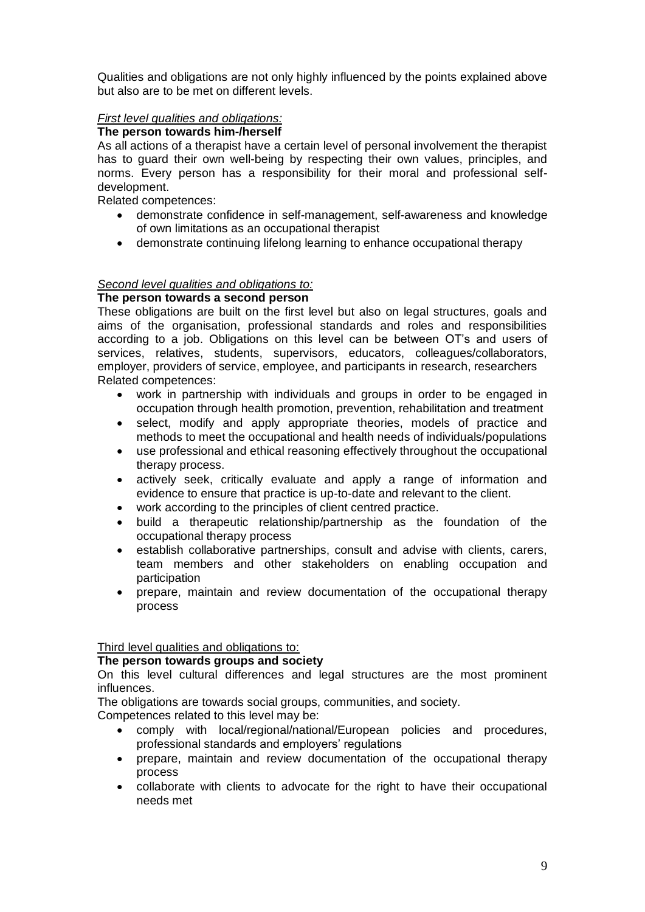Qualities and obligations are not only highly influenced by the points explained above but also are to be met on different levels.

*First level qualities and obligations:*

**The person towards him-/herself**

As all actions of a therapist have a certain level of personal involvement the therapist has to guard their own well-being by respecting their own values, principles, and norms. Every person has a responsibility for their moral and professional self-development.

Related competences:

- demonstrate confidence in self-management, self-awareness and knowledge of own limitations as an occupational therapist
- demonstrate continuing lifelong learning to enhance occupational therapy

*Second level qualities and obligations to:*

**The person towards a second person**

These obligations are built on the first level but also on legal structures, goals and aims of the organisation, professional standards and roles and responsibilities according to a job. Obligations on this level can be between OT's and users of services, relatives, students, supervisors, educators, colleagues/collaborators, employer, providers of service, employee, and participants in research, researchers

Related competences:

- work in partnership with individuals and groups in order to be engaged in occupation through health promotion, prevention, rehabilitation and treatment
- select, modify and apply appropriate theories, models of practice and methods to meet the occupational and health needs of individuals/populations
- use professional and ethical reasoning effectively throughout the occupational therapy process.
- actively seek, critically evaluate and apply a range of information and evidence to ensure that practice is up-to-date and relevant to the client.
- work according to the principles of client centred practice.
- build a therapeutic relationship/partnership as the foundation of the occupational therapy process
- establish collaborative partnerships, consult and advise with clients, carers, team members and other stakeholders on enabling occupation and participation
- prepare, maintain and review documentation of the occupational therapy process

Third level qualities and obligations to:

**The person towards groups and society**

On this level cultural differences and legal structures are the most prominent influences.

The obligations are towards social groups, communities, and society.

Competences related to this level may be:

- comply with local/regional/national/European policies and procedures, professional standards and employers' regulations
- prepare, maintain and review documentation of the occupational therapy process
- collaborate with clients to advocate for the right to have their occupational needs met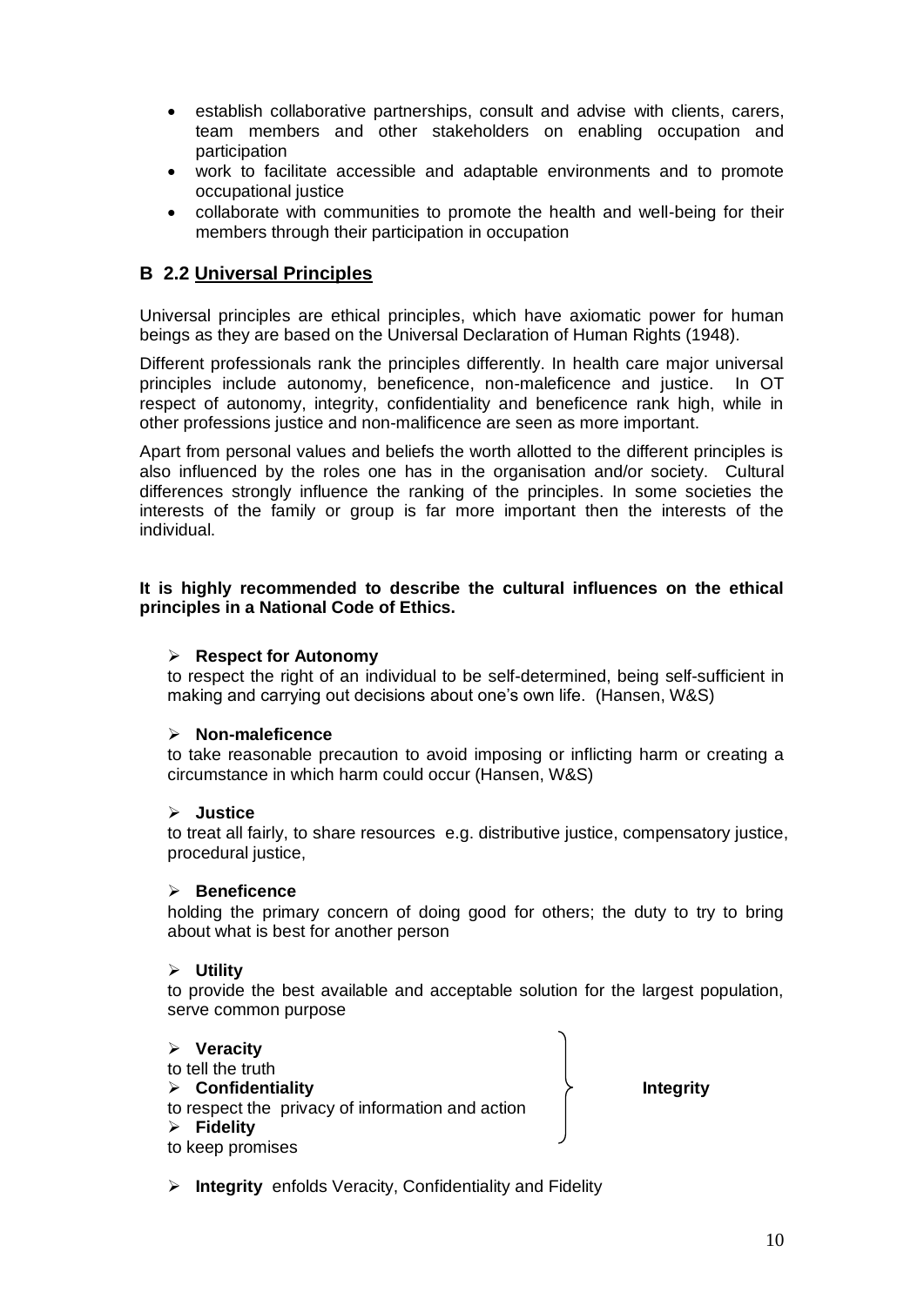- establish collaborative partnerships, consult and advise with clients, carers, team members and other stakeholders on enabling occupation and participation
- work to facilitate accessible and adaptable environments and to promote occupational justice
- collaborate with communities to promote the health and well-being for their members through their participation in occupation

## B 2.2 Universal Principles

Universal principles are ethical principles, which have axiomatic power for human beings as they are based on the Universal Declaration of Human Rights (1948).

Different professionals rank the principles differently. In health care major universal principles include autonomy, beneficence, non-maleficence and justice. In OT respect of autonomy, integrity, confidentiality and beneficence rank high, while in other professions justice and non-malificence are seen as more important.

Apart from personal values and beliefs the worth allotted to the different principles is also influenced by the roles one has in the organisation and/or society. Cultural differences strongly influence the ranking of the principles. In some societies the interests of the family or group is far more important then the interests of the individual.

**It is highly recommended to describe the cultural influences on the ethical principles in a National Code of Ethics.**

- **Respect for Autonomy**
  to respect the right of an individual to be self-determined, being self-sufficient in making and carrying out decisions about one's own life. (Hansen, W&S)

- **Non-maleficence**
  to take reasonable precaution to avoid imposing or inflicting harm or creating a circumstance in which harm could occur (Hansen, W&S)

- **Justice**
  to treat all fairly, to share resources e.g. distributive justice, compensatory justice, procedural justice,

- **Beneficence**
  holding the primary concern of doing good for others; the duty to try to bring about what is best for another person

- **Utility**
  to provide the best available and acceptable solution for the largest population, serve common purpose

- **Veracity**
  to tell the truth
- **Confidentiality**
  to respect the privacy of information and action
- **Fidelity**
  to keep promises

} **Integrity**

- **Integrity** enfolds Veracity, Confidentiality and Fidelity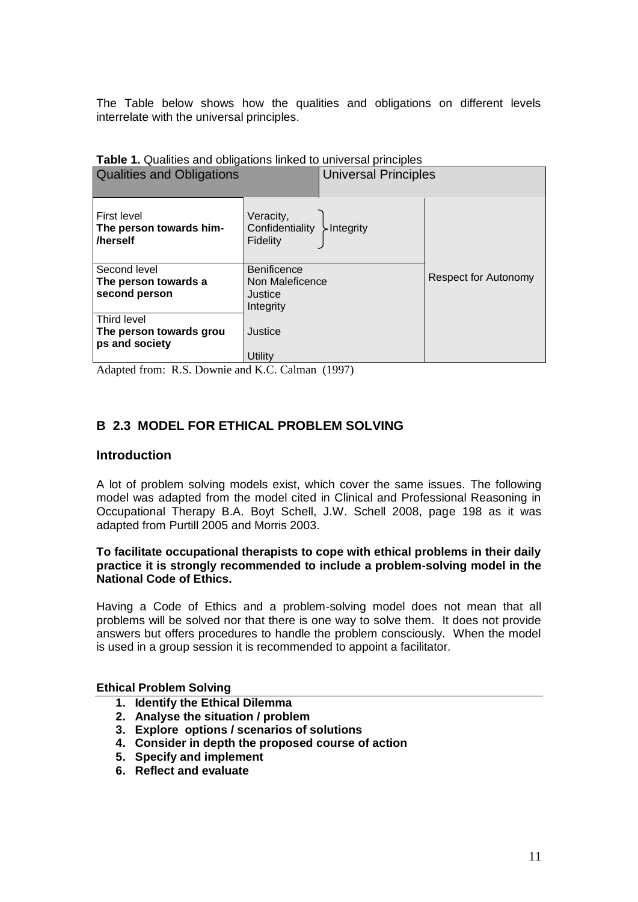The Table below shows how the qualities and obligations on different levels interrelate with the universal principles.

**Table 1.** Qualities and obligations linked to universal principles

| Qualities and Obligations | | Universal Principles |
|---|---|---|
| First level **The person towards him-/herself** | Veracity, Confidentiality, Fidelity } Integrity | Respect for Autonomy |
| Second level **The person towards a second person** | Benificence Non Maleficence Justice Integrity | |
| Third level **The person towards groups and society** | Justice Utility | |

Adapted from: R.S. Downie and K.C. Calman (1997)

## B 2.3 MODEL FOR ETHICAL PROBLEM SOLVING

### Introduction

A lot of problem solving models exist, which cover the same issues. The following model was adapted from the model cited in Clinical and Professional Reasoning in Occupational Therapy B.A. Boyt Schell, J.W. Schell 2008, page 198 as it was adapted from Purtill 2005 and Morris 2003.

**To facilitate occupational therapists to cope with ethical problems in their daily practice it is strongly recommended to include a problem-solving model in the National Code of Ethics.**

Having a Code of Ethics and a problem-solving model does not mean that all problems will be solved nor that there is one way to solve them. It does not provide answers but offers procedures to handle the problem consciously. When the model is used in a group session it is recommended to appoint a facilitator.

**Ethical Problem Solving**

1. **Identify the Ethical Dilemma**
2. **Analyse the situation / problem**
3. **Explore options / scenarios of solutions**
4. **Consider in depth the proposed course of action**
5. **Specify and implement**
6. **Reflect and evaluate**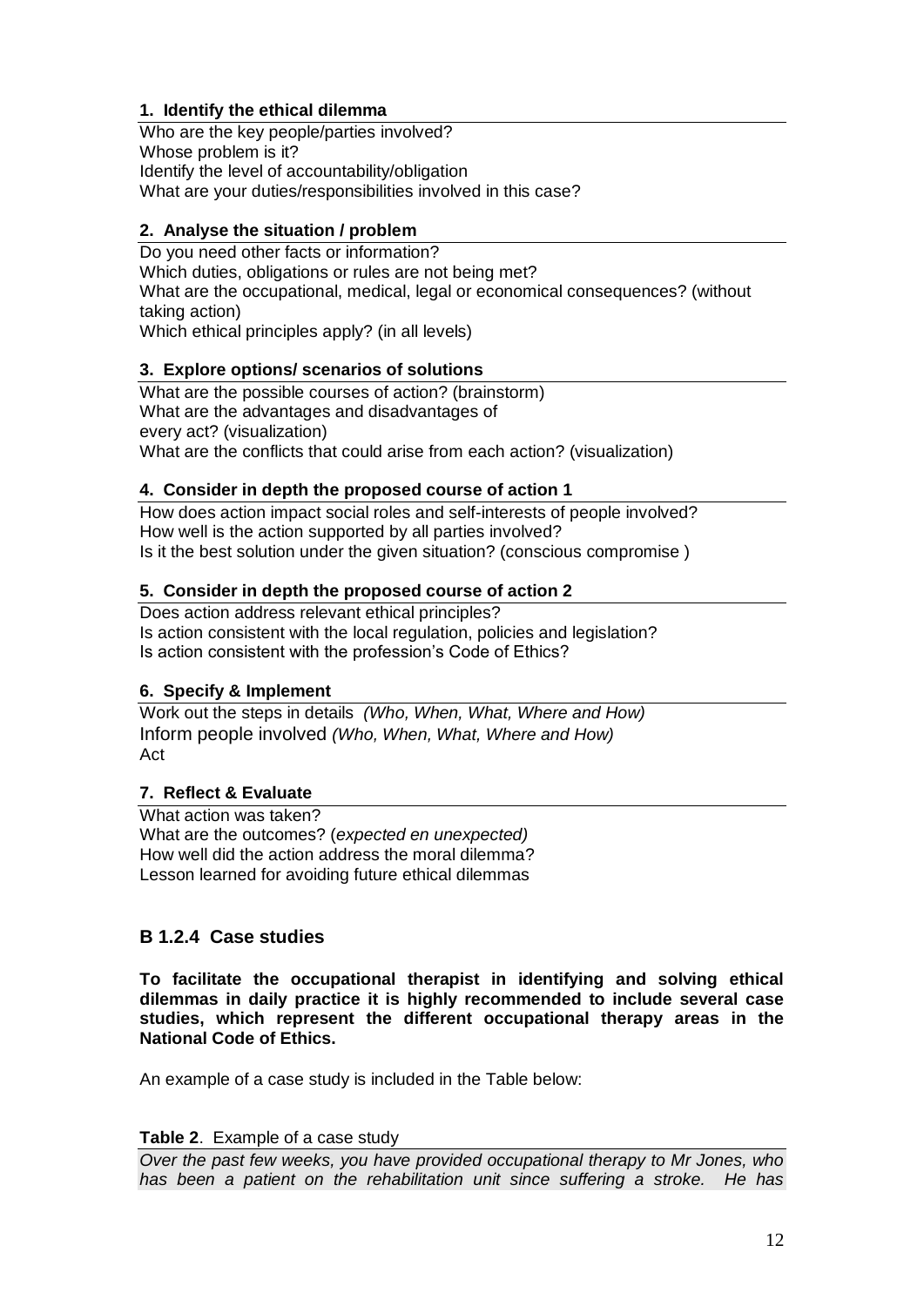**1. Identify the ethical dilemma**

Who are the key people/parties involved?
Whose problem is it?
Identify the level of accountability/obligation
What are your duties/responsibilities involved in this case?

**2. Analyse the situation / problem**

Do you need other facts or information?
Which duties, obligations or rules are not being met?
What are the occupational, medical, legal or economical consequences? (without taking action)
Which ethical principles apply? (in all levels)

**3. Explore options/ scenarios of solutions**

What are the possible courses of action? (brainstorm)
What are the advantages and disadvantages of every act? (visualization)
What are the conflicts that could arise from each action? (visualization)

**4. Consider in depth the proposed course of action 1**

How does action impact social roles and self-interests of people involved?
How well is the action supported by all parties involved?
Is it the best solution under the given situation? (conscious compromise )

**5. Consider in depth the proposed course of action 2**

Does action address relevant ethical principles?
Is action consistent with the local regulation, policies and legislation?
Is action consistent with the profession's Code of Ethics?

**6. Specify & Implement**

Work out the steps in details *(Who, When, What, Where and How)*
Inform people involved *(Who, When, What, Where and How)*
Act

**7. Reflect & Evaluate**

What action was taken?
What are the outcomes? (*expected en unexpected)*
How well did the action address the moral dilemma?
Lesson learned for avoiding future ethical dilemmas

## B 1.2.4 Case studies

**To facilitate the occupational therapist in identifying and solving ethical dilemmas in daily practice it is highly recommended to include several case studies, which represent the different occupational therapy areas in the National Code of Ethics.**

An example of a case study is included in the Table below:

**Table 2**. Example of a case study

*Over the past few weeks, you have provided occupational therapy to Mr Jones, who has been a patient on the rehabilitation unit since suffering a stroke. He has*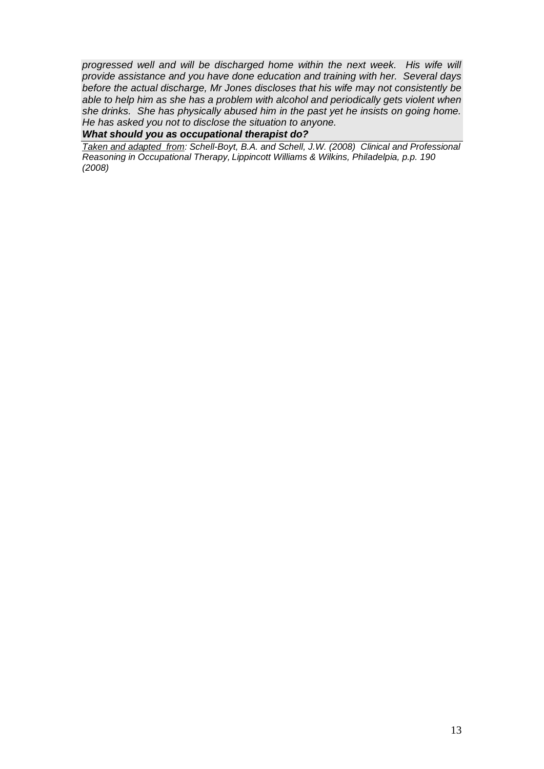*progressed well and will be discharged home within the next week. His wife will provide assistance and you have done education and training with her. Several days before the actual discharge, Mr Jones discloses that his wife may not consistently be able to help him as she has a problem with alcohol and periodically gets violent when she drinks. She has physically abused him in the past yet he insists on going home. He has asked you not to disclose the situation to anyone.*

***What should you as occupational therapist do?***

*Taken and adapted from: Schell-Boyt, B.A. and Schell, J.W. (2008) Clinical and Professional Reasoning in Occupational Therapy, Lippincott Williams & Wilkins, Philadelpia, p.p. 190 (2008)*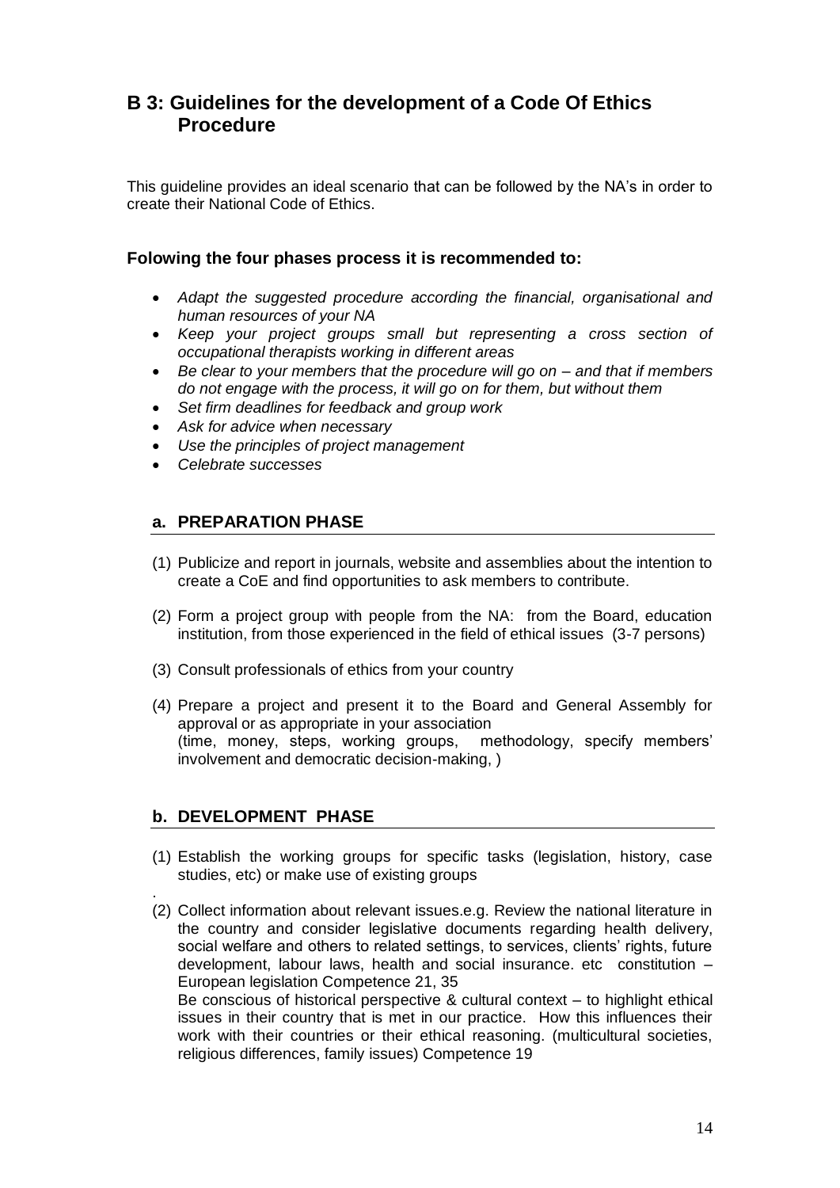## B 3: Guidelines for the development of a Code Of Ethics Procedure

This guideline provides an ideal scenario that can be followed by the NA's in order to create their National Code of Ethics.

### Folowing the four phases process it is recommended to:

- *Adapt the suggested procedure according the financial, organisational and human resources of your NA*
- *Keep your project groups small but representing a cross section of occupational therapists working in different areas*
- *Be clear to your members that the procedure will go on – and that if members do not engage with the process, it will go on for them, but without them*
- *Set firm deadlines for feedback and group work*
- *Ask for advice when necessary*
- *Use the principles of project management*
- *Celebrate successes*

### a. PREPARATION PHASE

(1) Publicize and report in journals, website and assemblies about the intention to create a CoE and find opportunities to ask members to contribute.

(2) Form a project group with people from the NA: from the Board, education institution, from those experienced in the field of ethical issues (3-7 persons)

(3) Consult professionals of ethics from your country

(4) Prepare a project and present it to the Board and General Assembly for approval or as appropriate in your association
(time, money, steps, working groups, methodology, specify members' involvement and democratic decision-making, )

### b. DEVELOPMENT PHASE

(1) Establish the working groups for specific tasks (legislation, history, case studies, etc) or make use of existing groups

.

(2) Collect information about relevant issues.e.g. Review the national literature in the country and consider legislative documents regarding health delivery, social welfare and others to related settings, to services, clients' rights, future development, labour laws, health and social insurance. etc constitution – European legislation Competence 21, 35
Be conscious of historical perspective & cultural context – to highlight ethical issues in their country that is met in our practice. How this influences their work with their countries or their ethical reasoning. (multicultural societies, religious differences, family issues) Competence 19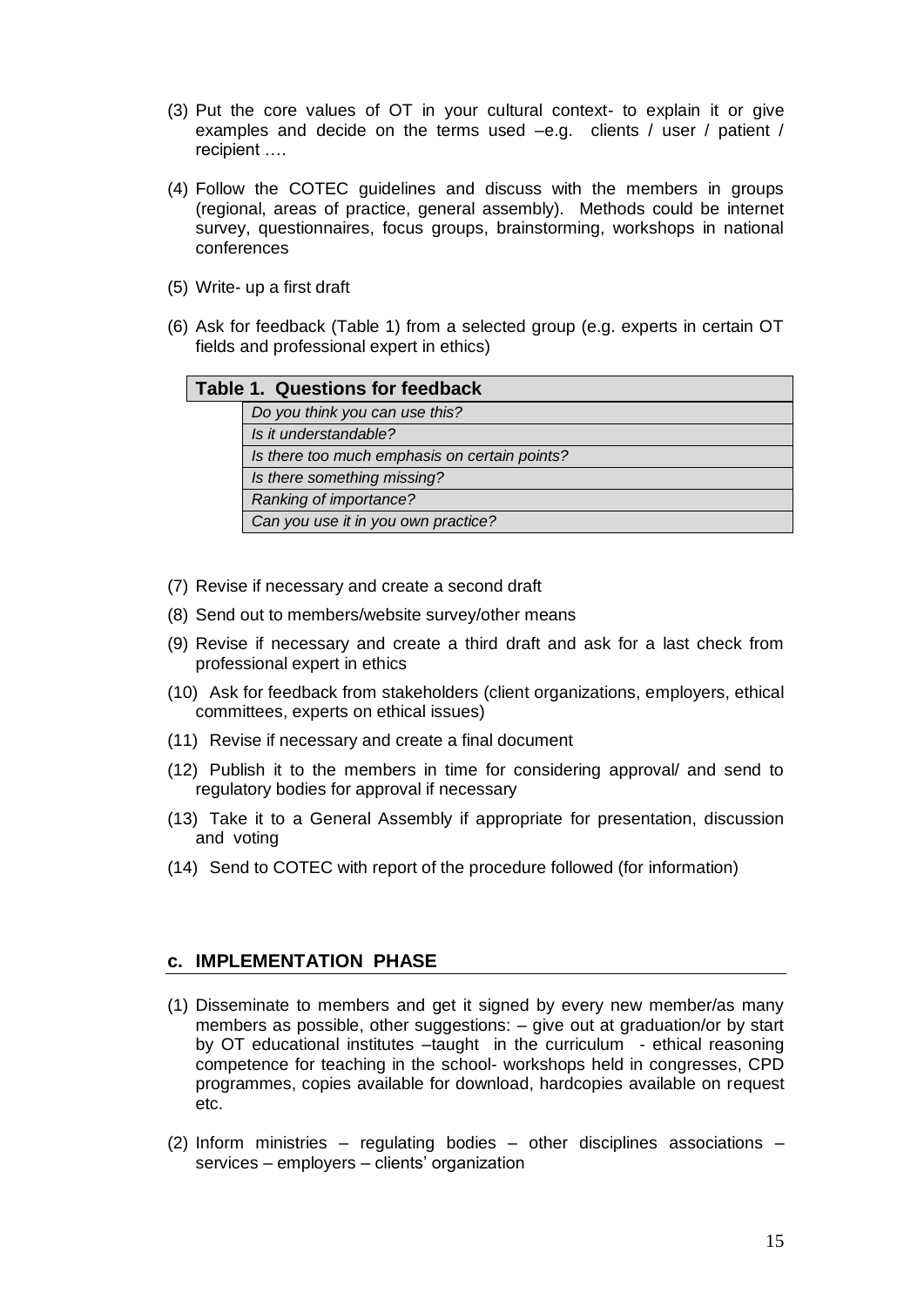(3) Put the core values of OT in your cultural context- to explain it or give examples and decide on the terms used –e.g. clients / user / patient / recipient ….

(4) Follow the COTEC guidelines and discuss with the members in groups (regional, areas of practice, general assembly). Methods could be internet survey, questionnaires, focus groups, brainstorming, workshops in national conferences

(5) Write- up a first draft

(6) Ask for feedback (Table 1) from a selected group (e.g. experts in certain OT fields and professional expert in ethics)

| **Table 1. Questions for feedback** |
|---|
| *Do you think you can use this?* |
| *Is it understandable?* |
| *Is there too much emphasis on certain points?* |
| *Is there something missing?* |
| *Ranking of importance?* |
| *Can you use it in you own practice?* |

(7) Revise if necessary and create a second draft

(8) Send out to members/website survey/other means

(9) Revise if necessary and create a third draft and ask for a last check from professional expert in ethics

(10) Ask for feedback from stakeholders (client organizations, employers, ethical committees, experts on ethical issues)

(11) Revise if necessary and create a final document

(12) Publish it to the members in time for considering approval/ and send to regulatory bodies for approval if necessary

(13) Take it to a General Assembly if appropriate for presentation, discussion and voting

(14) Send to COTEC with report of the procedure followed (for information)

## c. IMPLEMENTATION PHASE

(1) Disseminate to members and get it signed by every new member/as many members as possible, other suggestions: – give out at graduation/or by start by OT educational institutes –taught in the curriculum - ethical reasoning competence for teaching in the school- workshops held in congresses, CPD programmes, copies available for download, hardcopies available on request etc.

(2) Inform ministries – regulating bodies – other disciplines associations – services – employers – clients' organization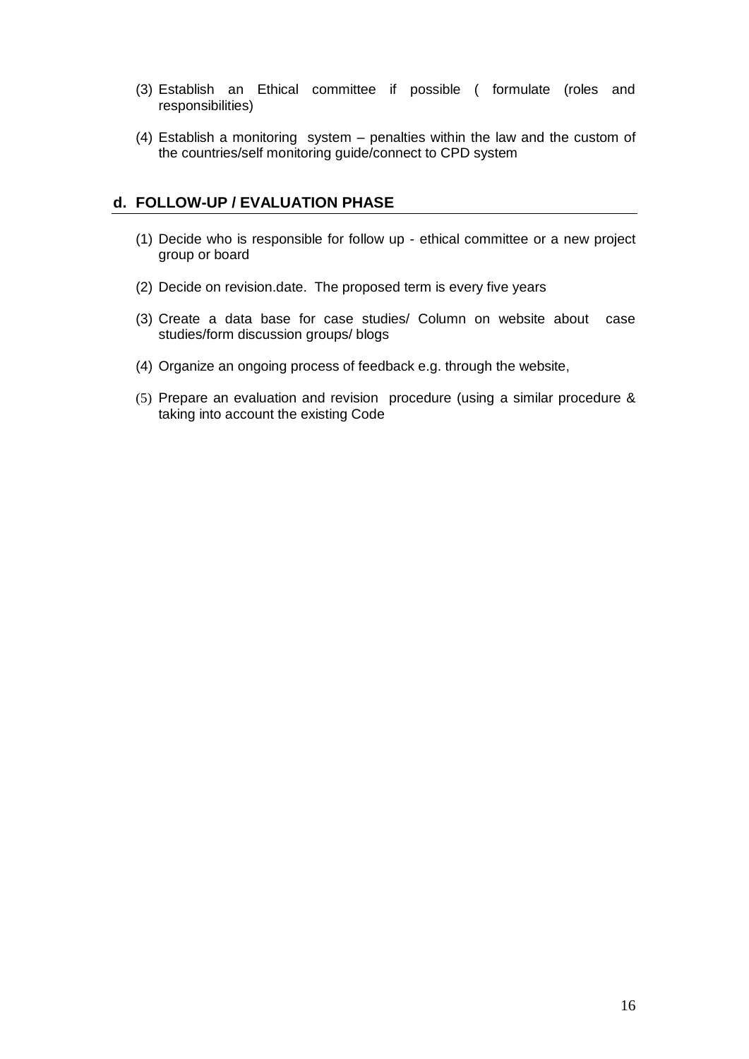(3) Establish an Ethical committee if possible ( formulate (roles and responsibilities)

(4) Establish a monitoring system – penalties within the law and the custom of the countries/self monitoring guide/connect to CPD system

## d. FOLLOW-UP / EVALUATION PHASE

(1) Decide who is responsible for follow up - ethical committee or a new project group or board

(2) Decide on revision.date. The proposed term is every five years

(3) Create a data base for case studies/ Column on website about case studies/form discussion groups/ blogs

(4) Organize an ongoing process of feedback e.g. through the website,

(5) Prepare an evaluation and revision procedure (using a similar procedure & taking into account the existing Code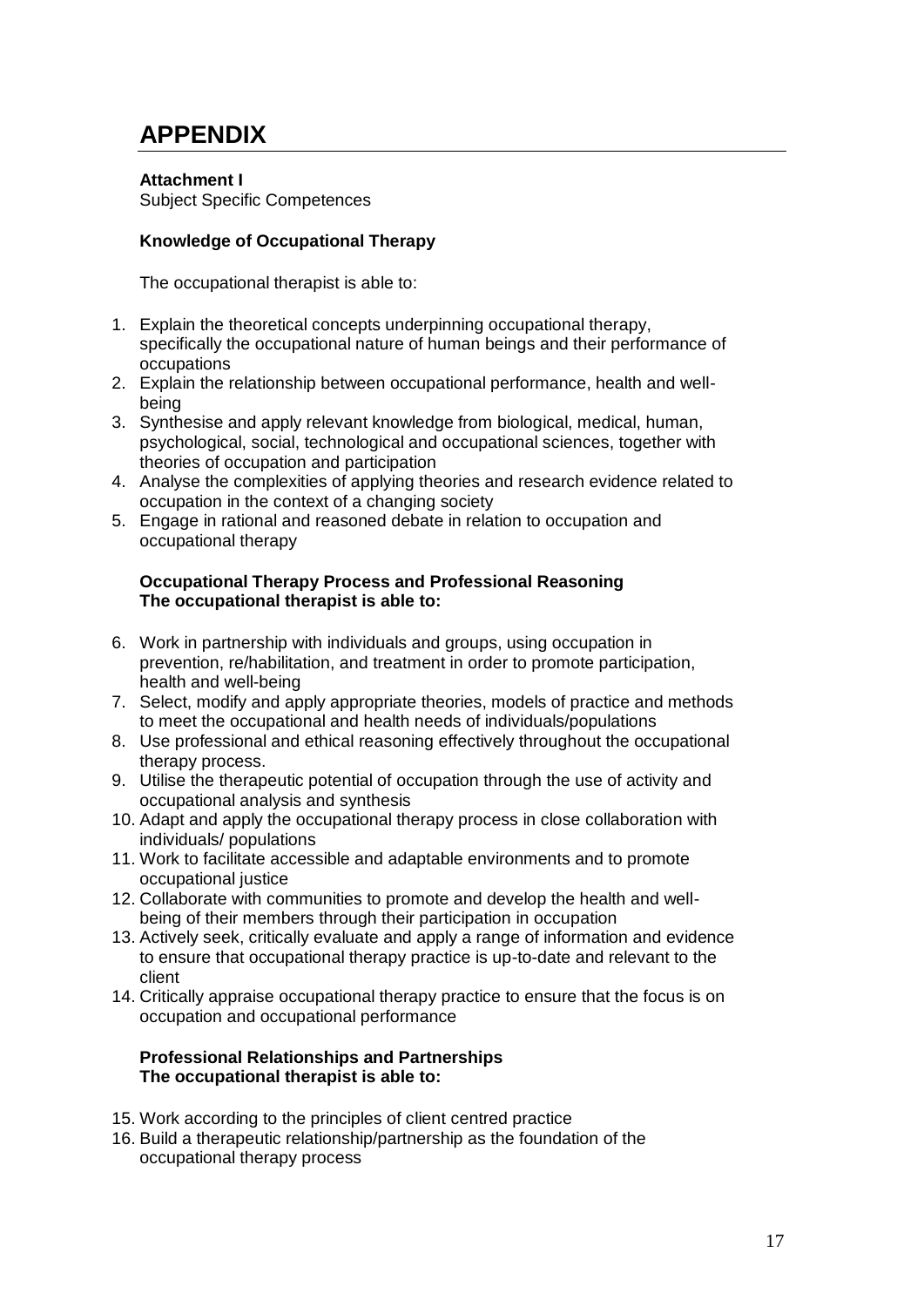# APPENDIX

**Attachment I**

Subject Specific Competences

**Knowledge of Occupational Therapy**

The occupational therapist is able to:

1. Explain the theoretical concepts underpinning occupational therapy, specifically the occupational nature of human beings and their performance of occupations
2. Explain the relationship between occupational performance, health and well-being
3. Synthesise and apply relevant knowledge from biological, medical, human, psychological, social, technological and occupational sciences, together with theories of occupation and participation
4. Analyse the complexities of applying theories and research evidence related to occupation in the context of a changing society
5. Engage in rational and reasoned debate in relation to occupation and occupational therapy

**Occupational Therapy Process and Professional Reasoning**
**The occupational therapist is able to:**

6. Work in partnership with individuals and groups, using occupation in prevention, re/habilitation, and treatment in order to promote participation, health and well-being
7. Select, modify and apply appropriate theories, models of practice and methods to meet the occupational and health needs of individuals/populations
8. Use professional and ethical reasoning effectively throughout the occupational therapy process.
9. Utilise the therapeutic potential of occupation through the use of activity and occupational analysis and synthesis
10. Adapt and apply the occupational therapy process in close collaboration with individuals/ populations
11. Work to facilitate accessible and adaptable environments and to promote occupational justice
12. Collaborate with communities to promote and develop the health and well-being of their members through their participation in occupation
13. Actively seek, critically evaluate and apply a range of information and evidence to ensure that occupational therapy practice is up-to-date and relevant to the client
14. Critically appraise occupational therapy practice to ensure that the focus is on occupation and occupational performance

**Professional Relationships and Partnerships**
**The occupational therapist is able to:**

15. Work according to the principles of client centred practice
16. Build a therapeutic relationship/partnership as the foundation of the occupational therapy process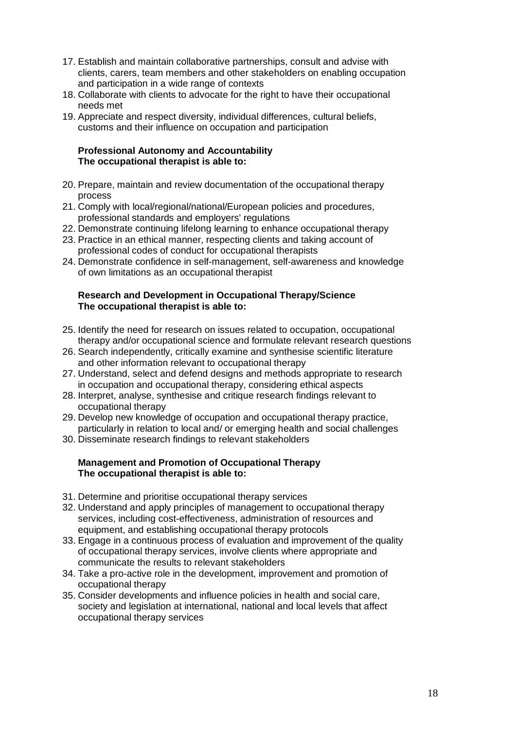17. Establish and maintain collaborative partnerships, consult and advise with clients, carers, team members and other stakeholders on enabling occupation and participation in a wide range of contexts
18. Collaborate with clients to advocate for the right to have their occupational needs met
19. Appreciate and respect diversity, individual differences, cultural beliefs, customs and their influence on occupation and participation

**Professional Autonomy and Accountability**
**The occupational therapist is able to:**

20. Prepare, maintain and review documentation of the occupational therapy process
21. Comply with local/regional/national/European policies and procedures, professional standards and employers' regulations
22. Demonstrate continuing lifelong learning to enhance occupational therapy
23. Practice in an ethical manner, respecting clients and taking account of professional codes of conduct for occupational therapists
24. Demonstrate confidence in self-management, self-awareness and knowledge of own limitations as an occupational therapist

**Research and Development in Occupational Therapy/Science**
**The occupational therapist is able to:**

25. Identify the need for research on issues related to occupation, occupational therapy and/or occupational science and formulate relevant research questions
26. Search independently, critically examine and synthesise scientific literature and other information relevant to occupational therapy
27. Understand, select and defend designs and methods appropriate to research in occupation and occupational therapy, considering ethical aspects
28. Interpret, analyse, synthesise and critique research findings relevant to occupational therapy
29. Develop new knowledge of occupation and occupational therapy practice, particularly in relation to local and/ or emerging health and social challenges
30. Disseminate research findings to relevant stakeholders

**Management and Promotion of Occupational Therapy**
**The occupational therapist is able to:**

31. Determine and prioritise occupational therapy services
32. Understand and apply principles of management to occupational therapy services, including cost-effectiveness, administration of resources and equipment, and establishing occupational therapy protocols
33. Engage in a continuous process of evaluation and improvement of the quality of occupational therapy services, involve clients where appropriate and communicate the results to relevant stakeholders
34. Take a pro-active role in the development, improvement and promotion of occupational therapy
35. Consider developments and influence policies in health and social care, society and legislation at international, national and local levels that affect occupational therapy services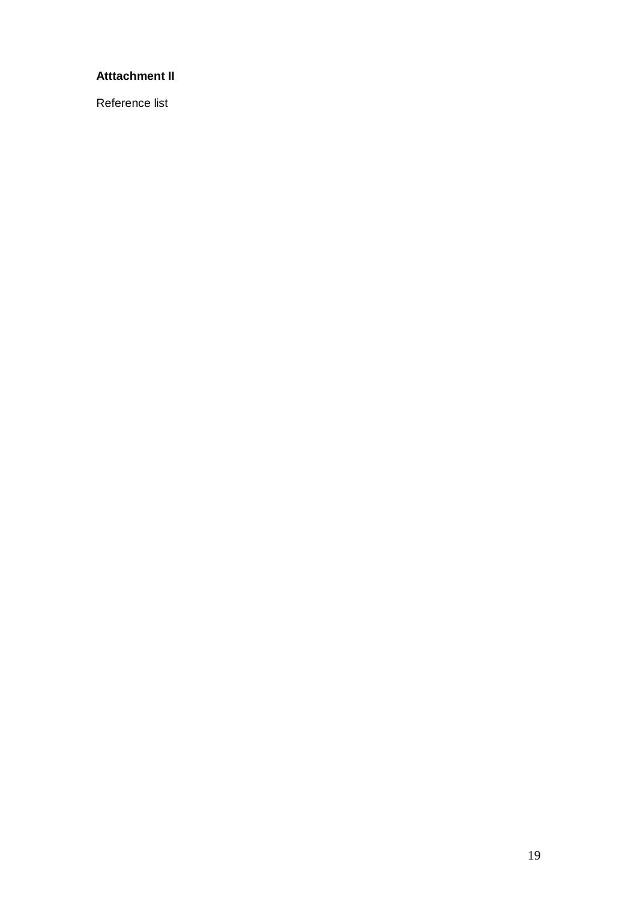**Atttachment II**

Reference list